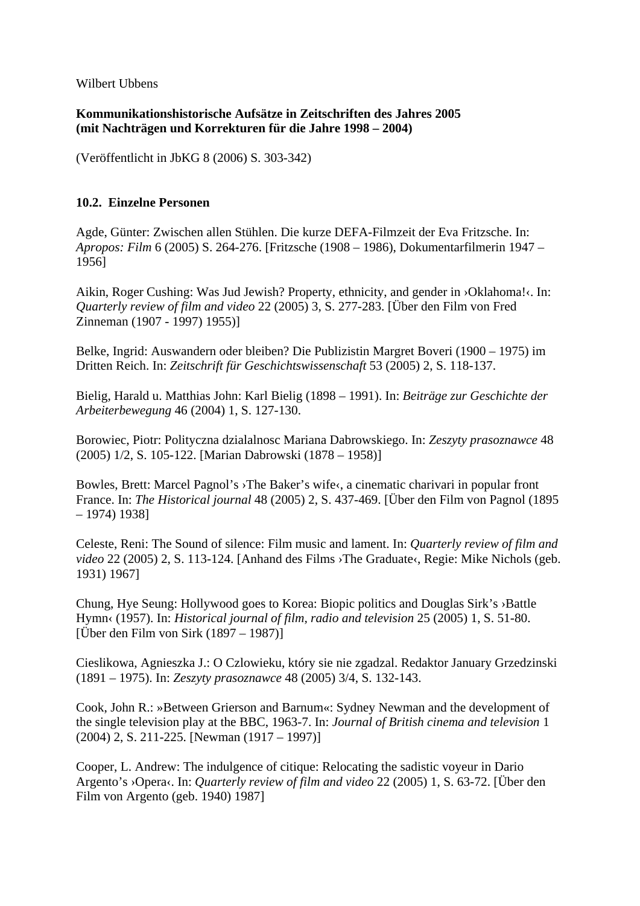Wilbert Ubbens

**Kommunikationshistorische Aufsätze in Zeitschriften des Jahres 2005**
**(mit Nachträgen und Korrekturen für die Jahre 1998 – 2004)**

(Veröffentlicht in JbKG 8 (2006) S. 303-342)

## 10.2. Einzelne Personen

Agde, Günter: Zwischen allen Stühlen. Die kurze DEFA-Filmzeit der Eva Fritzsche. In: *Apropos: Film* 6 (2005) S. 264-276. [Fritzsche (1908 – 1986), Dokumentarfilmerin 1947 – 1956]

Aikin, Roger Cushing: Was Jud Jewish? Property, ethnicity, and gender in ›Oklahoma!‹. In: *Quarterly review of film and video* 22 (2005) 3, S. 277-283. [Über den Film von Fred Zinneman (1907 - 1997) 1955)]

Belke, Ingrid: Auswandern oder bleiben? Die Publizistin Margret Boveri (1900 – 1975) im Dritten Reich. In: *Zeitschrift für Geschichtswissenschaft* 53 (2005) 2, S. 118-137.

Bielig, Harald u. Matthias John: Karl Bielig (1898 – 1991). In: *Beiträge zur Geschichte der Arbeiterbewegung* 46 (2004) 1, S. 127-130.

Borowiec, Piotr: Polityczna dzialalnosc Mariana Dabrowskiego. In: *Zeszyty prasoznawce* 48 (2005) 1/2, S. 105-122. [Marian Dabrowski (1878 – 1958)]

Bowles, Brett: Marcel Pagnol's ›The Baker's wife‹, a cinematic charivari in popular front France. In: *The Historical journal* 48 (2005) 2, S. 437-469. [Über den Film von Pagnol (1895 – 1974) 1938]

Celeste, Reni: The Sound of silence: Film music and lament. In: *Quarterly review of film and video* 22 (2005) 2, S. 113-124. [Anhand des Films ›The Graduate‹, Regie: Mike Nichols (geb. 1931) 1967]

Chung, Hye Seung: Hollywood goes to Korea: Biopic politics and Douglas Sirk's ›Battle Hymn‹ (1957). In: *Historical journal of film, radio and television* 25 (2005) 1, S. 51-80. [Über den Film von Sirk (1897 – 1987)]

Cieslikowa, Agnieszka J.: O Czlowieku, który sie nie zgadzal. Redaktor January Grzedzinski (1891 – 1975). In: *Zeszyty prasoznawce* 48 (2005) 3/4, S. 132-143.

Cook, John R.: »Between Grierson and Barnum«: Sydney Newman and the development of the single television play at the BBC, 1963-7. In: *Journal of British cinema and television* 1 (2004) 2, S. 211-225. [Newman (1917 – 1997)]

Cooper, L. Andrew: The indulgence of citique: Relocating the sadistic voyeur in Dario Argento's ›Opera‹. In: *Quarterly review of film and video* 22 (2005) 1, S. 63-72. [Über den Film von Argento (geb. 1940) 1987]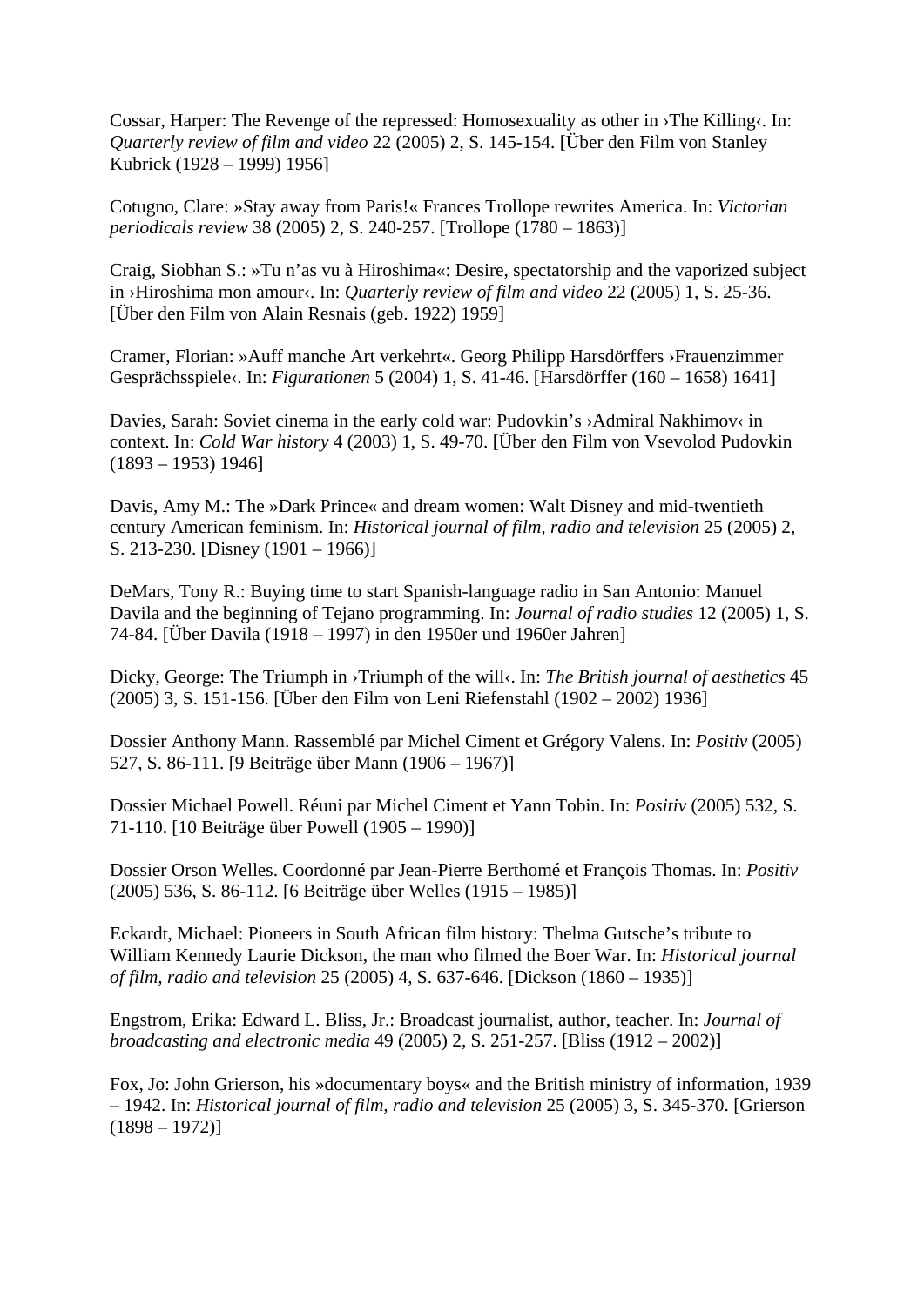Cossar, Harper: The Revenge of the repressed: Homosexuality as other in ›The Killing‹. In: *Quarterly review of film and video* 22 (2005) 2, S. 145-154. [Über den Film von Stanley Kubrick (1928 – 1999) 1956]

Cotugno, Clare: »Stay away from Paris!« Frances Trollope rewrites America. In: *Victorian periodicals review* 38 (2005) 2, S. 240-257. [Trollope (1780 – 1863)]

Craig, Siobhan S.: »Tu n'as vu à Hiroshima«: Desire, spectatorship and the vaporized subject in ›Hiroshima mon amour‹. In: *Quarterly review of film and video* 22 (2005) 1, S. 25-36. [Über den Film von Alain Resnais (geb. 1922) 1959]

Cramer, Florian: »Auff manche Art verkehrt«. Georg Philipp Harsdörffers ›Frauenzimmer Gesprächsspiele‹. In: *Figurationen* 5 (2004) 1, S. 41-46. [Harsdörffer (160 – 1658) 1641]

Davies, Sarah: Soviet cinema in the early cold war: Pudovkin's ›Admiral Nakhimov‹ in context. In: *Cold War history* 4 (2003) 1, S. 49-70. [Über den Film von Vsevolod Pudovkin (1893 – 1953) 1946]

Davis, Amy M.: The »Dark Prince« and dream women: Walt Disney and mid-twentieth century American feminism. In: *Historical journal of film, radio and television* 25 (2005) 2, S. 213-230. [Disney (1901 – 1966)]

DeMars, Tony R.: Buying time to start Spanish-language radio in San Antonio: Manuel Davila and the beginning of Tejano programming. In: *Journal of radio studies* 12 (2005) 1, S. 74-84. [Über Davila (1918 – 1997) in den 1950er und 1960er Jahren]

Dicky, George: The Triumph in ›Triumph of the will‹. In: *The British journal of aesthetics* 45 (2005) 3, S. 151-156. [Über den Film von Leni Riefenstahl (1902 – 2002) 1936]

Dossier Anthony Mann. Rassemblé par Michel Ciment et Grégory Valens. In: *Positiv* (2005) 527, S. 86-111. [9 Beiträge über Mann (1906 – 1967)]

Dossier Michael Powell. Réuni par Michel Ciment et Yann Tobin. In: *Positiv* (2005) 532, S. 71-110. [10 Beiträge über Powell (1905 – 1990)]

Dossier Orson Welles. Coordonné par Jean-Pierre Berthomé et François Thomas. In: *Positiv* (2005) 536, S. 86-112. [6 Beiträge über Welles (1915 – 1985)]

Eckardt, Michael: Pioneers in South African film history: Thelma Gutsche's tribute to William Kennedy Laurie Dickson, the man who filmed the Boer War. In: *Historical journal of film, radio and television* 25 (2005) 4, S. 637-646. [Dickson (1860 – 1935)]

Engstrom, Erika: Edward L. Bliss, Jr.: Broadcast journalist, author, teacher. In: *Journal of broadcasting and electronic media* 49 (2005) 2, S. 251-257. [Bliss (1912 – 2002)]

Fox, Jo: John Grierson, his »documentary boys« and the British ministry of information, 1939 – 1942. In: *Historical journal of film, radio and television* 25 (2005) 3, S. 345-370. [Grierson (1898 – 1972)]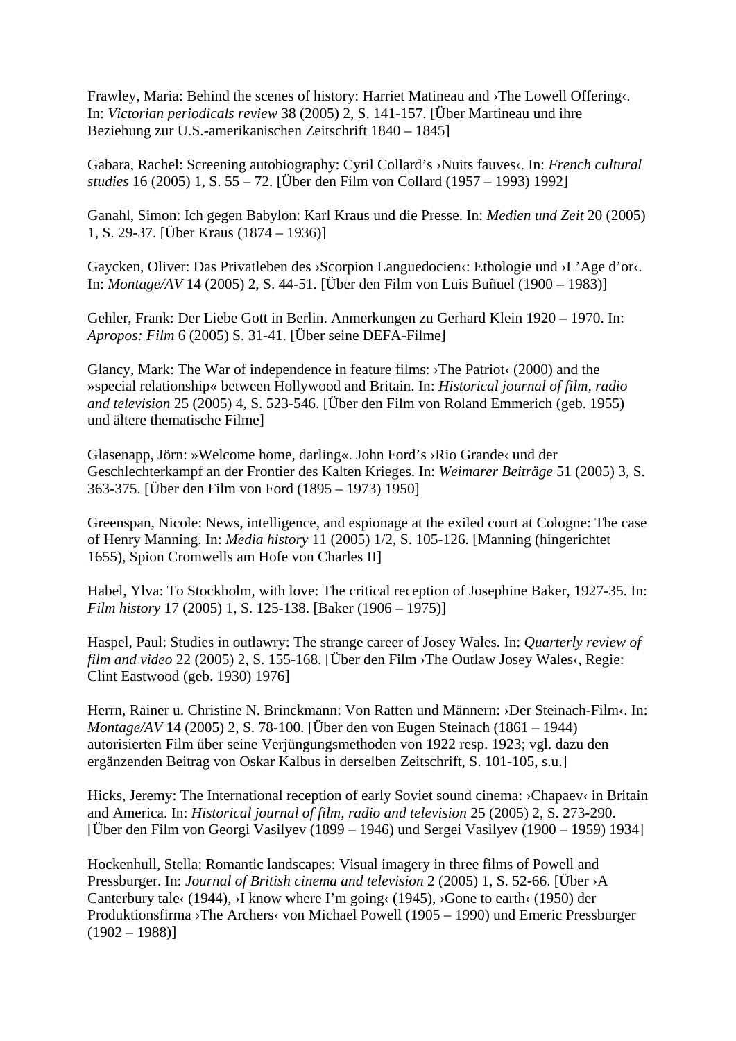Frawley, Maria: Behind the scenes of history: Harriet Matineau and ›The Lowell Offering‹. In: *Victorian periodicals review* 38 (2005) 2, S. 141-157. [Über Martineau und ihre Beziehung zur U.S.-amerikanischen Zeitschrift 1840 – 1845]

Gabara, Rachel: Screening autobiography: Cyril Collard's ›Nuits fauves‹. In: *French cultural studies* 16 (2005) 1, S. 55 – 72. [Über den Film von Collard (1957 – 1993) 1992]

Ganahl, Simon: Ich gegen Babylon: Karl Kraus und die Presse. In: *Medien und Zeit* 20 (2005) 1, S. 29-37. [Über Kraus (1874 – 1936)]

Gaycken, Oliver: Das Privatleben des ›Scorpion Languedocien‹: Ethologie und ›L'Age d'or‹. In: *Montage/AV* 14 (2005) 2, S. 44-51. [Über den Film von Luis Buñuel (1900 – 1983)]

Gehler, Frank: Der Liebe Gott in Berlin. Anmerkungen zu Gerhard Klein 1920 – 1970. In: *Apropos: Film* 6 (2005) S. 31-41. [Über seine DEFA-Filme]

Glancy, Mark: The War of independence in feature films: ›The Patriot‹ (2000) and the »special relationship« between Hollywood and Britain. In: *Historical journal of film, radio and television* 25 (2005) 4, S. 523-546. [Über den Film von Roland Emmerich (geb. 1955) und ältere thematische Filme]

Glasenapp, Jörn: »Welcome home, darling«. John Ford's ›Rio Grande‹ und der Geschlechterkampf an der Frontier des Kalten Krieges. In: *Weimarer Beiträge* 51 (2005) 3, S. 363-375. [Über den Film von Ford (1895 – 1973) 1950]

Greenspan, Nicole: News, intelligence, and espionage at the exiled court at Cologne: The case of Henry Manning. In: *Media history* 11 (2005) 1/2, S. 105-126. [Manning (hingerichtet 1655), Spion Cromwells am Hofe von Charles II]

Habel, Ylva: To Stockholm, with love: The critical reception of Josephine Baker, 1927-35. In: *Film history* 17 (2005) 1, S. 125-138. [Baker (1906 – 1975)]

Haspel, Paul: Studies in outlawry: The strange career of Josey Wales. In: *Quarterly review of film and video* 22 (2005) 2, S. 155-168. [Über den Film ›The Outlaw Josey Wales‹, Regie: Clint Eastwood (geb. 1930) 1976]

Herrn, Rainer u. Christine N. Brinckmann: Von Ratten und Männern: ›Der Steinach-Film‹. In: *Montage/AV* 14 (2005) 2, S. 78-100. [Über den von Eugen Steinach (1861 – 1944) autorisierten Film über seine Verjüngungsmethoden von 1922 resp. 1923; vgl. dazu den ergänzenden Beitrag von Oskar Kalbus in derselben Zeitschrift, S. 101-105, s.u.]

Hicks, Jeremy: The International reception of early Soviet sound cinema: ›Chapaev‹ in Britain and America. In: *Historical journal of film, radio and television* 25 (2005) 2, S. 273-290. [Über den Film von Georgi Vasilyev (1899 – 1946) und Sergei Vasilyev (1900 – 1959) 1934]

Hockenhull, Stella: Romantic landscapes: Visual imagery in three films of Powell and Pressburger. In: *Journal of British cinema and television* 2 (2005) 1, S. 52-66. [Über ›A Canterbury tale‹ (1944), ›I know where I'm going‹ (1945), ›Gone to earth‹ (1950) der Produktionsfirma ›The Archers‹ von Michael Powell (1905 – 1990) und Emeric Pressburger (1902 – 1988)]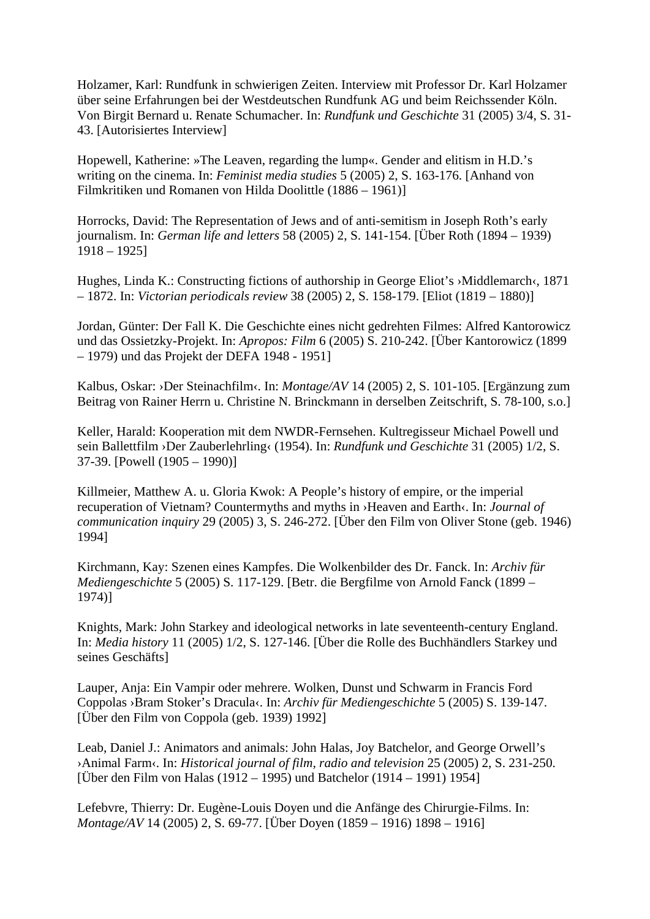Holzamer, Karl: Rundfunk in schwierigen Zeiten. Interview mit Professor Dr. Karl Holzamer über seine Erfahrungen bei der Westdeutschen Rundfunk AG und beim Reichssender Köln. Von Birgit Bernard u. Renate Schumacher. In: *Rundfunk und Geschichte* 31 (2005) 3/4, S. 31-43. [Autorisiertes Interview]

Hopewell, Katherine: »The Leaven, regarding the lump«. Gender and elitism in H.D.'s writing on the cinema. In: *Feminist media studies* 5 (2005) 2, S. 163-176. [Anhand von Filmkritiken und Romanen von Hilda Doolittle (1886 – 1961)]

Horrocks, David: The Representation of Jews and of anti-semitism in Joseph Roth's early journalism. In: *German life and letters* 58 (2005) 2, S. 141-154. [Über Roth (1894 – 1939) 1918 – 1925]

Hughes, Linda K.: Constructing fictions of authorship in George Eliot's ›Middlemarch‹, 1871 – 1872. In: *Victorian periodicals review* 38 (2005) 2, S. 158-179. [Eliot (1819 – 1880)]

Jordan, Günter: Der Fall K. Die Geschichte eines nicht gedrehten Filmes: Alfred Kantorowicz und das Ossietzky-Projekt. In: *Apropos: Film* 6 (2005) S. 210-242. [Über Kantorowicz (1899 – 1979) und das Projekt der DEFA 1948 - 1951]

Kalbus, Oskar: ›Der Steinachfilm‹. In: *Montage/AV* 14 (2005) 2, S. 101-105. [Ergänzung zum Beitrag von Rainer Herrn u. Christine N. Brinckmann in derselben Zeitschrift, S. 78-100, s.o.]

Keller, Harald: Kooperation mit dem NWDR-Fernsehen. Kultregisseur Michael Powell und sein Ballettfilm ›Der Zauberlehrling‹ (1954). In: *Rundfunk und Geschichte* 31 (2005) 1/2, S. 37-39. [Powell (1905 – 1990)]

Killmeier, Matthew A. u. Gloria Kwok: A People's history of empire, or the imperial recuperation of Vietnam? Countermyths and myths in ›Heaven and Earth‹. In: *Journal of communication inquiry* 29 (2005) 3, S. 246-272. [Über den Film von Oliver Stone (geb. 1946) 1994]

Kirchmann, Kay: Szenen eines Kampfes. Die Wolkenbilder des Dr. Fanck. In: *Archiv für Mediengeschichte* 5 (2005) S. 117-129. [Betr. die Bergfilme von Arnold Fanck (1899 – 1974)]

Knights, Mark: John Starkey and ideological networks in late seventeenth-century England. In: *Media history* 11 (2005) 1/2, S. 127-146. [Über die Rolle des Buchhändlers Starkey und seines Geschäfts]

Lauper, Anja: Ein Vampir oder mehrere. Wolken, Dunst und Schwarm in Francis Ford Coppolas ›Bram Stoker's Dracula‹. In: *Archiv für Mediengeschichte* 5 (2005) S. 139-147. [Über den Film von Coppola (geb. 1939) 1992]

Leab, Daniel J.: Animators and animals: John Halas, Joy Batchelor, and George Orwell's ›Animal Farm‹. In: *Historical journal of film, radio and television* 25 (2005) 2, S. 231-250. [Über den Film von Halas (1912 – 1995) und Batchelor (1914 – 1991) 1954]

Lefebvre, Thierry: Dr. Eugène-Louis Doyen und die Anfänge des Chirurgie-Films. In: *Montage/AV* 14 (2005) 2, S. 69-77. [Über Doyen (1859 – 1916) 1898 – 1916]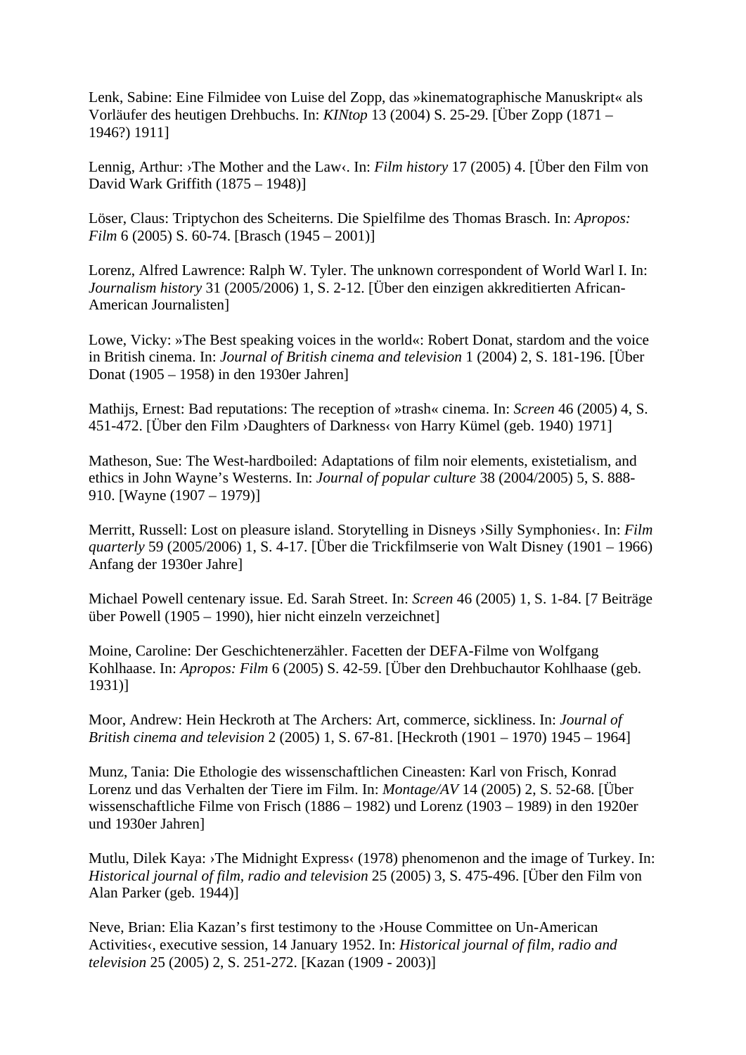Lenk, Sabine: Eine Filmidee von Luise del Zopp, das »kinematographische Manuskript« als Vorläufer des heutigen Drehbuchs. In: *KINtop* 13 (2004) S. 25-29. [Über Zopp (1871 – 1946?) 1911]

Lennig, Arthur: ›The Mother and the Law‹. In: *Film history* 17 (2005) 4. [Über den Film von David Wark Griffith (1875 – 1948)]

Löser, Claus: Triptychon des Scheiterns. Die Spielfilme des Thomas Brasch. In: *Apropos: Film* 6 (2005) S. 60-74. [Brasch (1945 – 2001)]

Lorenz, Alfred Lawrence: Ralph W. Tyler. The unknown correspondent of World Warl I. In: *Journalism history* 31 (2005/2006) 1, S. 2-12. [Über den einzigen akkreditierten African-American Journalisten]

Lowe, Vicky: »The Best speaking voices in the world«: Robert Donat, stardom and the voice in British cinema. In: *Journal of British cinema and television* 1 (2004) 2, S. 181-196. [Über Donat (1905 – 1958) in den 1930er Jahren]

Mathijs, Ernest: Bad reputations: The reception of »trash« cinema. In: *Screen* 46 (2005) 4, S. 451-472. [Über den Film ›Daughters of Darkness‹ von Harry Kümel (geb. 1940) 1971]

Matheson, Sue: The West-hardboiled: Adaptations of film noir elements, existetialism, and ethics in John Wayne's Westerns. In: *Journal of popular culture* 38 (2004/2005) 5, S. 888-910. [Wayne (1907 – 1979)]

Merritt, Russell: Lost on pleasure island. Storytelling in Disneys ›Silly Symphonies‹. In: *Film quarterly* 59 (2005/2006) 1, S. 4-17. [Über die Trickfilmserie von Walt Disney (1901 – 1966) Anfang der 1930er Jahre]

Michael Powell centenary issue. Ed. Sarah Street. In: *Screen* 46 (2005) 1, S. 1-84. [7 Beiträge über Powell (1905 – 1990), hier nicht einzeln verzeichnet]

Moine, Caroline: Der Geschichtenerzähler. Facetten der DEFA-Filme von Wolfgang Kohlhaase. In: *Apropos: Film* 6 (2005) S. 42-59. [Über den Drehbuchautor Kohlhaase (geb. 1931)]

Moor, Andrew: Hein Heckroth at The Archers: Art, commerce, sickliness. In: *Journal of British cinema and television* 2 (2005) 1, S. 67-81. [Heckroth (1901 – 1970) 1945 – 1964]

Munz, Tania: Die Ethologie des wissenschaftlichen Cineasten: Karl von Frisch, Konrad Lorenz und das Verhalten der Tiere im Film. In: *Montage/AV* 14 (2005) 2, S. 52-68. [Über wissenschaftliche Filme von Frisch (1886 – 1982) und Lorenz (1903 – 1989) in den 1920er und 1930er Jahren]

Mutlu, Dilek Kaya: ›The Midnight Express‹ (1978) phenomenon and the image of Turkey. In: *Historical journal of film, radio and television* 25 (2005) 3, S. 475-496. [Über den Film von Alan Parker (geb. 1944)]

Neve, Brian: Elia Kazan's first testimony to the ›House Committee on Un-American Activities‹, executive session, 14 January 1952. In: *Historical journal of film, radio and television* 25 (2005) 2, S. 251-272. [Kazan (1909 - 2003)]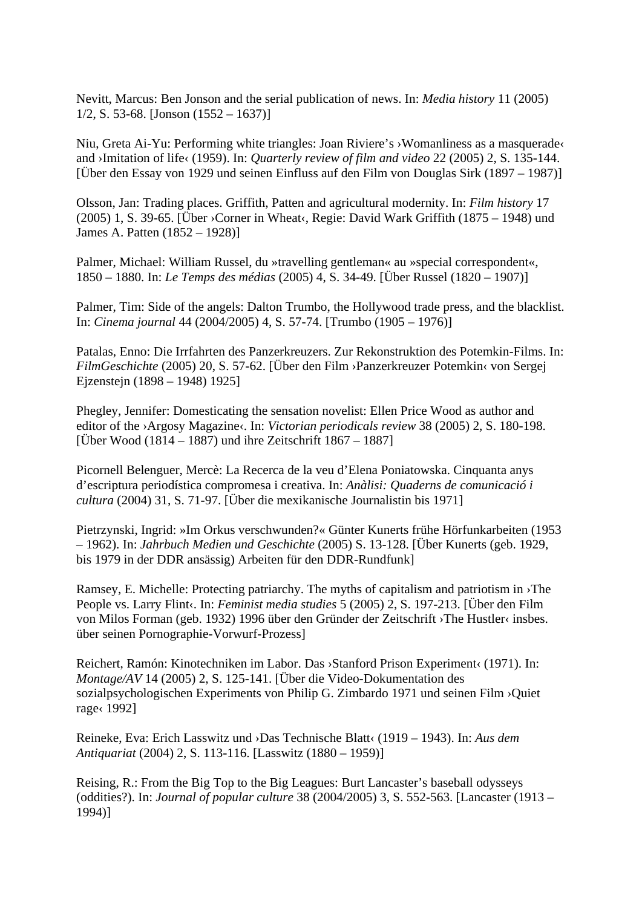Nevitt, Marcus: Ben Jonson and the serial publication of news. In: *Media history* 11 (2005) 1/2, S. 53-68. [Jonson (1552 – 1637)]

Niu, Greta Ai-Yu: Performing white triangles: Joan Riviere's ›Womanliness as a masquerade‹ and ›Imitation of life‹ (1959). In: *Quarterly review of film and video* 22 (2005) 2, S. 135-144. [Über den Essay von 1929 und seinen Einfluss auf den Film von Douglas Sirk (1897 – 1987)]

Olsson, Jan: Trading places. Griffith, Patten and agricultural modernity. In: *Film history* 17 (2005) 1, S. 39-65. [Über ›Corner in Wheat‹, Regie: David Wark Griffith (1875 – 1948) und James A. Patten (1852 – 1928)]

Palmer, Michael: William Russel, du »travelling gentleman« au »special correspondent«, 1850 – 1880. In: *Le Temps des médias* (2005) 4, S. 34-49. [Über Russel (1820 – 1907)]

Palmer, Tim: Side of the angels: Dalton Trumbo, the Hollywood trade press, and the blacklist. In: *Cinema journal* 44 (2004/2005) 4, S. 57-74. [Trumbo (1905 – 1976)]

Patalas, Enno: Die Irrfahrten des Panzerkreuzers. Zur Rekonstruktion des Potemkin-Films. In: *FilmGeschichte* (2005) 20, S. 57-62. [Über den Film ›Panzerkreuzer Potemkin‹ von Sergej Ejzenstejn (1898 – 1948) 1925]

Phegley, Jennifer: Domesticating the sensation novelist: Ellen Price Wood as author and editor of the ›Argosy Magazine‹. In: *Victorian periodicals review* 38 (2005) 2, S. 180-198. [Über Wood (1814 – 1887) und ihre Zeitschrift 1867 – 1887]

Picornell Belenguer, Mercè: La Recerca de la veu d'Elena Poniatowska. Cinquanta anys d'escriptura periodística compromesa i creativa. In: *Anàlisi: Quaderns de comunicació i cultura* (2004) 31, S. 71-97. [Über die mexikanische Journalistin bis 1971]

Pietrzynski, Ingrid: »Im Orkus verschwunden?« Günter Kunerts frühe Hörfunkarbeiten (1953 – 1962). In: *Jahrbuch Medien und Geschichte* (2005) S. 13-128. [Über Kunerts (geb. 1929, bis 1979 in der DDR ansässig) Arbeiten für den DDR-Rundfunk]

Ramsey, E. Michelle: Protecting patriarchy. The myths of capitalism and patriotism in ›The People vs. Larry Flint‹. In: *Feminist media studies* 5 (2005) 2, S. 197-213. [Über den Film von Milos Forman (geb. 1932) 1996 über den Gründer der Zeitschrift ›The Hustler‹ insbes. über seinen Pornographie-Vorwurf-Prozess]

Reichert, Ramón: Kinotechniken im Labor. Das ›Stanford Prison Experiment‹ (1971). In: *Montage/AV* 14 (2005) 2, S. 125-141. [Über die Video-Dokumentation des sozialpsychologischen Experiments von Philip G. Zimbardo 1971 und seinen Film ›Quiet rage‹ 1992]

Reineke, Eva: Erich Lasswitz und ›Das Technische Blatt‹ (1919 – 1943). In: *Aus dem Antiquariat* (2004) 2, S. 113-116. [Lasswitz (1880 – 1959)]

Reising, R.: From the Big Top to the Big Leagues: Burt Lancaster's baseball odysseys (oddities?). In: *Journal of popular culture* 38 (2004/2005) 3, S. 552-563. [Lancaster (1913 – 1994)]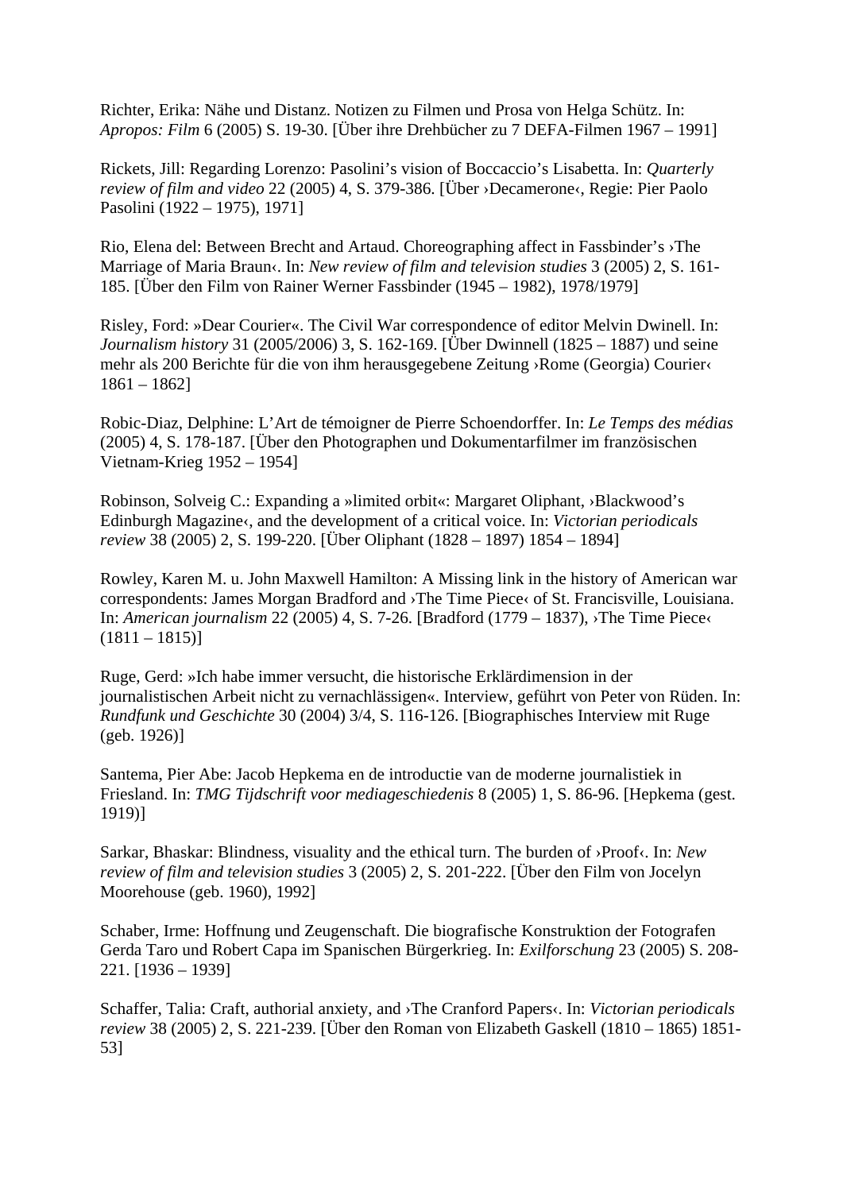Richter, Erika: Nähe und Distanz. Notizen zu Filmen und Prosa von Helga Schütz. In: *Apropos: Film* 6 (2005) S. 19-30. [Über ihre Drehbücher zu 7 DEFA-Filmen 1967 – 1991]

Rickets, Jill: Regarding Lorenzo: Pasolini's vision of Boccaccio's Lisabetta. In: *Quarterly review of film and video* 22 (2005) 4, S. 379-386. [Über ›Decamerone‹, Regie: Pier Paolo Pasolini (1922 – 1975), 1971]

Rio, Elena del: Between Brecht and Artaud. Choreographing affect in Fassbinder's ›The Marriage of Maria Braun‹. In: *New review of film and television studies* 3 (2005) 2, S. 161-185. [Über den Film von Rainer Werner Fassbinder (1945 – 1982), 1978/1979]

Risley, Ford: »Dear Courier«. The Civil War correspondence of editor Melvin Dwinell. In: *Journalism history* 31 (2005/2006) 3, S. 162-169. [Über Dwinnell (1825 – 1887) und seine mehr als 200 Berichte für die von ihm herausgegebene Zeitung ›Rome (Georgia) Courier‹ 1861 – 1862]

Robic-Diaz, Delphine: L'Art de témoigner de Pierre Schoendorffer. In: *Le Temps des médias* (2005) 4, S. 178-187. [Über den Photographen und Dokumentarfilmer im französischen Vietnam-Krieg 1952 – 1954]

Robinson, Solveig C.: Expanding a »limited orbit«: Margaret Oliphant, ›Blackwood's Edinburgh Magazine‹, and the development of a critical voice. In: *Victorian periodicals review* 38 (2005) 2, S. 199-220. [Über Oliphant (1828 – 1897) 1854 – 1894]

Rowley, Karen M. u. John Maxwell Hamilton: A Missing link in the history of American war correspondents: James Morgan Bradford and ›The Time Piece‹ of St. Francisville, Louisiana. In: *American journalism* 22 (2005) 4, S. 7-26. [Bradford (1779 – 1837), ›The Time Piece‹ (1811 – 1815)]

Ruge, Gerd: »Ich habe immer versucht, die historische Erklärdimension in der journalistischen Arbeit nicht zu vernachlässigen«. Interview, geführt von Peter von Rüden. In: *Rundfunk und Geschichte* 30 (2004) 3/4, S. 116-126. [Biographisches Interview mit Ruge (geb. 1926)]

Santema, Pier Abe: Jacob Hepkema en de introductie van de moderne journalistiek in Friesland. In: *TMG Tijdschrift voor mediageschiedenis* 8 (2005) 1, S. 86-96. [Hepkema (gest. 1919)]

Sarkar, Bhaskar: Blindness, visuality and the ethical turn. The burden of ›Proof‹. In: *New review of film and television studies* 3 (2005) 2, S. 201-222. [Über den Film von Jocelyn Moorehouse (geb. 1960), 1992]

Schaber, Irme: Hoffnung und Zeugenschaft. Die biografische Konstruktion der Fotografen Gerda Taro und Robert Capa im Spanischen Bürgerkrieg. In: *Exilforschung* 23 (2005) S. 208-221. [1936 – 1939]

Schaffer, Talia: Craft, authorial anxiety, and ›The Cranford Papers‹. In: *Victorian periodicals review* 38 (2005) 2, S. 221-239. [Über den Roman von Elizabeth Gaskell (1810 – 1865) 1851-53]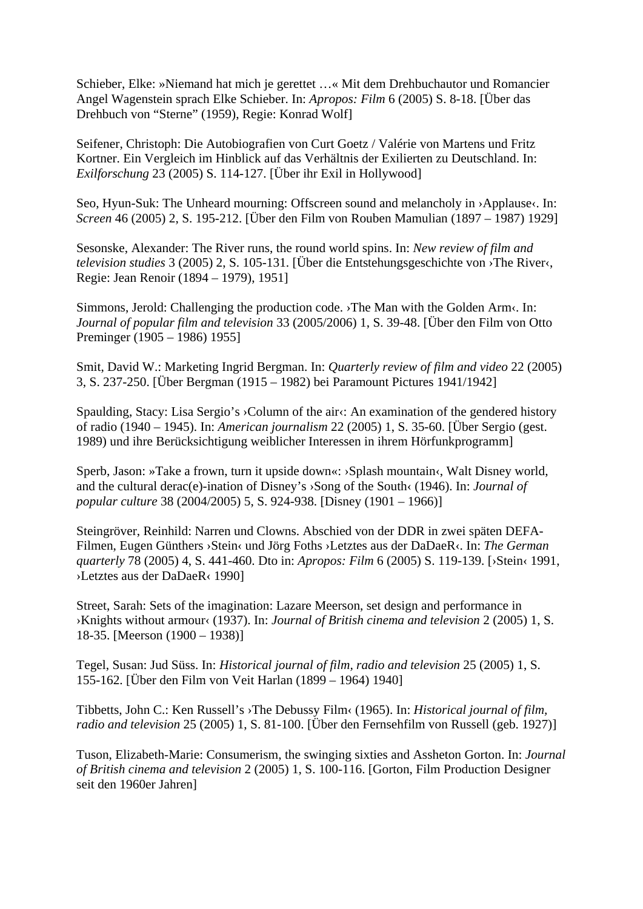Schieber, Elke: »Niemand hat mich je gerettet …« Mit dem Drehbuchautor und Romancier Angel Wagenstein sprach Elke Schieber. In: *Apropos: Film* 6 (2005) S. 8-18. [Über das Drehbuch von “Sterne” (1959), Regie: Konrad Wolf]

Seifener, Christoph: Die Autobiografien von Curt Goetz / Valérie von Martens und Fritz Kortner. Ein Vergleich im Hinblick auf das Verhältnis der Exilierten zu Deutschland. In: *Exilforschung* 23 (2005) S. 114-127. [Über ihr Exil in Hollywood]

Seo, Hyun-Suk: The Unheard mourning: Offscreen sound and melancholy in ›Applause‹. In: *Screen* 46 (2005) 2, S. 195-212. [Über den Film von Rouben Mamulian (1897 – 1987) 1929]

Sesonske, Alexander: The River runs, the round world spins. In: *New review of film and television studies* 3 (2005) 2, S. 105-131. [Über die Entstehungsgeschichte von ›The River‹, Regie: Jean Renoir (1894 – 1979), 1951]

Simmons, Jerold: Challenging the production code. ›The Man with the Golden Arm‹. In: *Journal of popular film and television* 33 (2005/2006) 1, S. 39-48. [Über den Film von Otto Preminger (1905 – 1986) 1955]

Smit, David W.: Marketing Ingrid Bergman. In: *Quarterly review of film and video* 22 (2005) 3, S. 237-250. [Über Bergman (1915 – 1982) bei Paramount Pictures 1941/1942]

Spaulding, Stacy: Lisa Sergio’s ›Column of the air‹: An examination of the gendered history of radio (1940 – 1945). In: *American journalism* 22 (2005) 1, S. 35-60. [Über Sergio (gest. 1989) und ihre Berücksichtigung weiblicher Interessen in ihrem Hörfunkprogramm]

Sperb, Jason: »Take a frown, turn it upside down«: ›Splash mountain‹, Walt Disney world, and the cultural derac(e)-ination of Disney’s ›Song of the South‹ (1946). In: *Journal of popular culture* 38 (2004/2005) 5, S. 924-938. [Disney (1901 – 1966)]

Steingröver, Reinhild: Narren und Clowns. Abschied von der DDR in zwei späten DEFA-Filmen, Eugen Günthers ›Stein‹ und Jörg Foths ›Letztes aus der DaDaeR‹. In: *The German quarterly* 78 (2005) 4, S. 441-460. Dto in: *Apropos: Film* 6 (2005) S. 119-139. [›Stein‹ 1991, ›Letztes aus der DaDaeR‹ 1990]

Street, Sarah: Sets of the imagination: Lazare Meerson, set design and performance in ›Knights without armour‹ (1937). In: *Journal of British cinema and television* 2 (2005) 1, S. 18-35. [Meerson (1900 – 1938)]

Tegel, Susan: Jud Süss. In: *Historical journal of film, radio and television* 25 (2005) 1, S. 155-162. [Über den Film von Veit Harlan (1899 – 1964) 1940]

Tibbetts, John C.: Ken Russell’s ›The Debussy Film‹ (1965). In: *Historical journal of film, radio and television* 25 (2005) 1, S. 81-100. [Über den Fernsehfilm von Russell (geb. 1927)]

Tuson, Elizabeth-Marie: Consumerism, the swinging sixties and Assheton Gorton. In: *Journal of British cinema and television* 2 (2005) 1, S. 100-116. [Gorton, Film Production Designer seit den 1960er Jahren]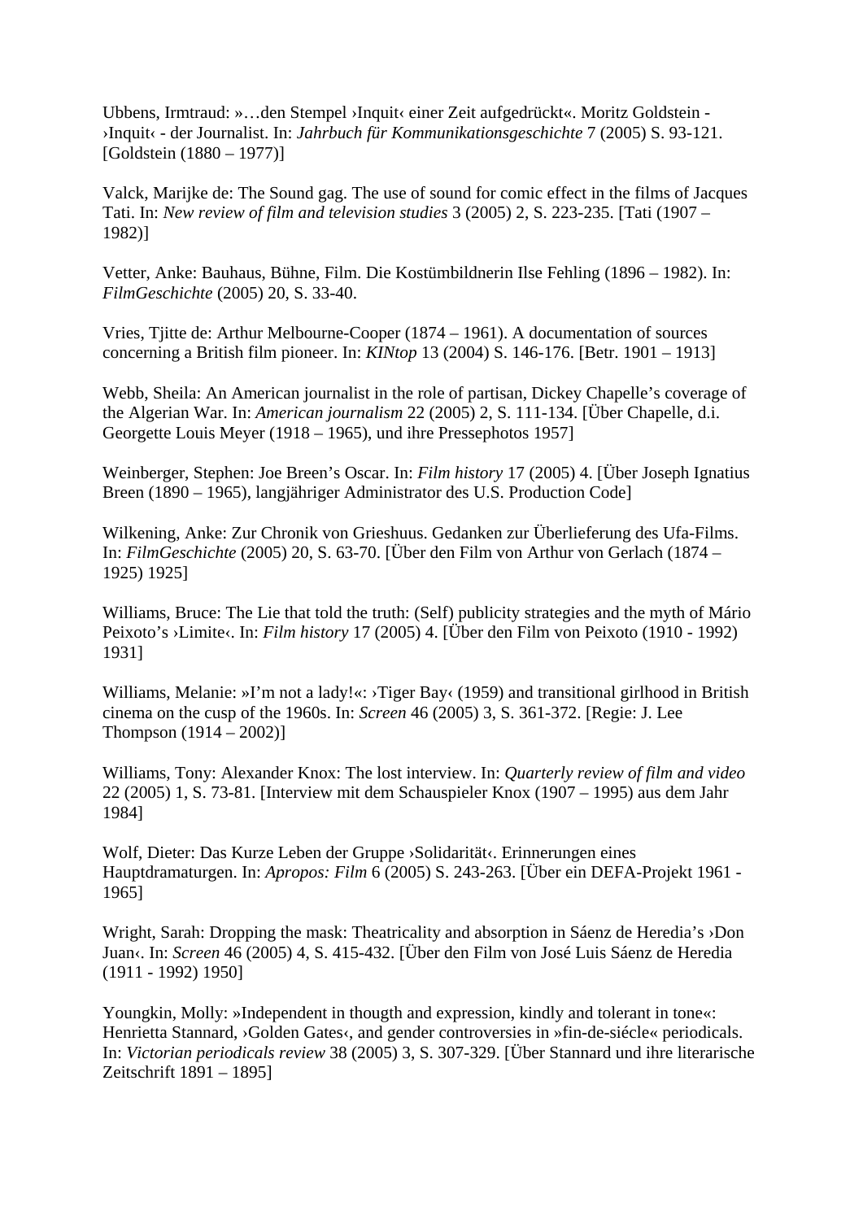Ubbens, Irmtraud: »…den Stempel ›Inquit‹ einer Zeit aufgedrückt«. Moritz Goldstein - ›Inquit‹ - der Journalist. In: *Jahrbuch für Kommunikationsgeschichte* 7 (2005) S. 93-121. [Goldstein (1880 – 1977)]

Valck, Marijke de: The Sound gag. The use of sound for comic effect in the films of Jacques Tati. In: *New review of film and television studies* 3 (2005) 2, S. 223-235. [Tati (1907 – 1982)]

Vetter, Anke: Bauhaus, Bühne, Film. Die Kostümbildnerin Ilse Fehling (1896 – 1982). In: *FilmGeschichte* (2005) 20, S. 33-40.

Vries, Tjitte de: Arthur Melbourne-Cooper (1874 – 1961). A documentation of sources concerning a British film pioneer. In: *KINtop* 13 (2004) S. 146-176. [Betr. 1901 – 1913]

Webb, Sheila: An American journalist in the role of partisan, Dickey Chapelle's coverage of the Algerian War. In: *American journalism* 22 (2005) 2, S. 111-134. [Über Chapelle, d.i. Georgette Louis Meyer (1918 – 1965), und ihre Pressephotos 1957]

Weinberger, Stephen: Joe Breen's Oscar. In: *Film history* 17 (2005) 4. [Über Joseph Ignatius Breen (1890 – 1965), langjähriger Administrator des U.S. Production Code]

Wilkening, Anke: Zur Chronik von Grieshuus. Gedanken zur Überlieferung des Ufa-Films. In: *FilmGeschichte* (2005) 20, S. 63-70. [Über den Film von Arthur von Gerlach (1874 – 1925) 1925]

Williams, Bruce: The Lie that told the truth: (Self) publicity strategies and the myth of Mário Peixoto's ›Limite‹. In: *Film history* 17 (2005) 4. [Über den Film von Peixoto (1910 - 1992) 1931]

Williams, Melanie: »I'm not a lady!«: ›Tiger Bay‹ (1959) and transitional girlhood in British cinema on the cusp of the 1960s. In: *Screen* 46 (2005) 3, S. 361-372. [Regie: J. Lee Thompson (1914 – 2002)]

Williams, Tony: Alexander Knox: The lost interview. In: *Quarterly review of film and video* 22 (2005) 1, S. 73-81. [Interview mit dem Schauspieler Knox (1907 – 1995) aus dem Jahr 1984]

Wolf, Dieter: Das Kurze Leben der Gruppe ›Solidarität‹. Erinnerungen eines Hauptdramaturgen. In: *Apropos: Film* 6 (2005) S. 243-263. [Über ein DEFA-Projekt 1961 - 1965]

Wright, Sarah: Dropping the mask: Theatricality and absorption in Sáenz de Heredia's ›Don Juan‹. In: *Screen* 46 (2005) 4, S. 415-432. [Über den Film von José Luis Sáenz de Heredia (1911 - 1992) 1950]

Youngkin, Molly: »Independent in thougth and expression, kindly and tolerant in tone«: Henrietta Stannard, ›Golden Gates‹, and gender controversies in »fin-de-siécle« periodicals. In: *Victorian periodicals review* 38 (2005) 3, S. 307-329. [Über Stannard und ihre literarische Zeitschrift 1891 – 1895]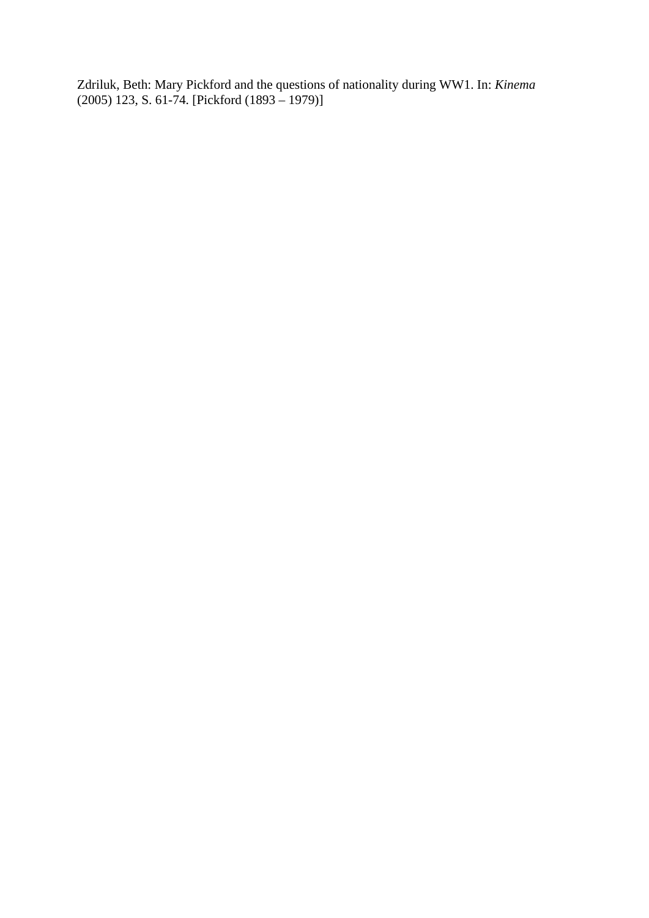Zdriluk, Beth: Mary Pickford and the questions of nationality during WW1. In: *Kinema* (2005) 123, S. 61-74. [Pickford (1893 – 1979)]